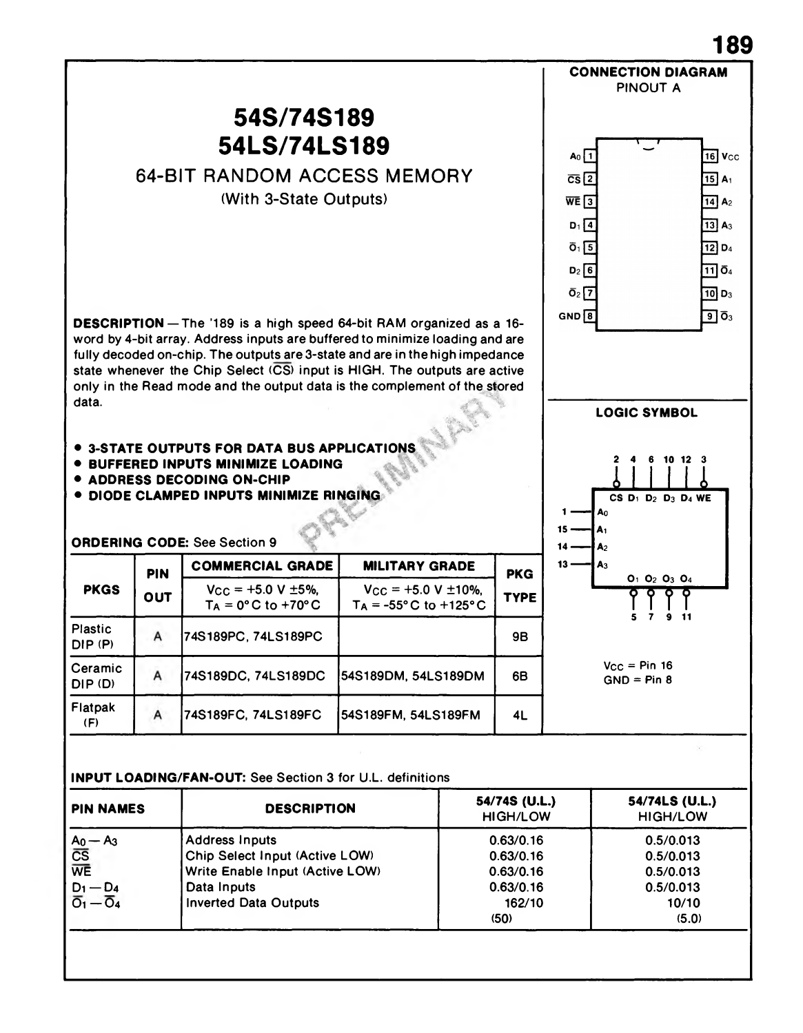# 54S/74S189
# 54LS/74LS189

## 64-BIT RANDOM ACCESS MEMORY
(With 3-State Outputs)

**CONNECTION DIAGRAM**
PINOUT A

| Pin | Name | Pin | Name |
|---|---|---|---|
| 1 | $A_0$ | 16 | $V_{CC}$ |
| 2 | $\overline{CS}$ | 15 | $A_1$ |
| 3 | $\overline{WE}$ | 14 | $A_2$ |
| 4 | $D_1$ | 13 | $A_3$ |
| 5 | $\overline{O}_1$ | 12 | $D_4$ |
| 6 | $D_2$ | 11 | $\overline{O}_4$ |
| 7 | $\overline{O}_2$ | 10 | $D_3$ |
| 8 | GND | 9 | $\overline{O}_3$ |

**DESCRIPTION** — The '189 is a high speed 64-bit RAM organized as a 16-word by 4-bit array. Address inputs are buffered to minimize loading and are fully decoded on-chip. The outputs are 3-state and are in the high impedance state whenever the Chip Select ($\overline{CS}$) input is HIGH. The outputs are active only in the Read mode and the output data is the complement of the stored data.

- **3-STATE OUTPUTS FOR DATA BUS APPLICATIONS**
- **BUFFERED INPUTS MINIMIZE LOADING**
- **ADDRESS DECODING ON-CHIP**
- **DIODE CLAMPED INPUTS MINIMIZE RINGING**

PRELIMINARY

**LOGIC SYMBOL**

Inputs: CS (2), $D_1$ (4), $D_2$ (6), $D_3$ (10), $D_4$ (12), WE (3); $A_0$ (1), $A_1$ (15), $A_2$ (14), $A_3$ (13)
Outputs: $O_1$ (5), $O_2$ (7), $O_3$ (9), $O_4$ (11)

$V_{CC}$ = Pin 16
GND = Pin 8

**ORDERING CODE:** See Section 9

| PKGS | PIN OUT | COMMERCIAL GRADE<br>$V_{CC}$ = +5.0 V ±5%,<br>$T_A$ = 0°C to +70°C | MILITARY GRADE<br>$V_{CC}$ = +5.0 V ±10%,<br>$T_A$ = -55°C to +125°C | PKG TYPE |
|---|---|---|---|---|
| Plastic DIP (P) | A | 74S189PC, 74LS189PC | | 9B |
| Ceramic DIP (D) | A | 74S189DC, 74LS189DC | 54S189DM, 54LS189DM | 6B |
| Flatpak (F) | A | 74S189FC, 74LS189FC | 54S189FM, 54LS189FM | 4L |

**INPUT LOADING/FAN-OUT:** See Section 3 for U.L. definitions

| PIN NAMES | DESCRIPTION | 54/74S (U.L.) HIGH/LOW | 54/74LS (U.L.) HIGH/LOW |
|---|---|---|---|
| $A_0$ — $A_3$ | Address Inputs | 0.63/0.16 | 0.5/0.013 |
| $\overline{CS}$ | Chip Select Input (Active LOW) | 0.63/0.16 | 0.5/0.013 |
| $\overline{WE}$ | Write Enable Input (Active LOW) | 0.63/0.16 | 0.5/0.013 |
| $D_1$ — $D_4$ | Data Inputs | 0.63/0.16 | 0.5/0.013 |
| $\overline{O}_1$ — $\overline{O}_4$ | Inverted Data Outputs | 162/10<br>(50) | 10/10<br>(5.0) |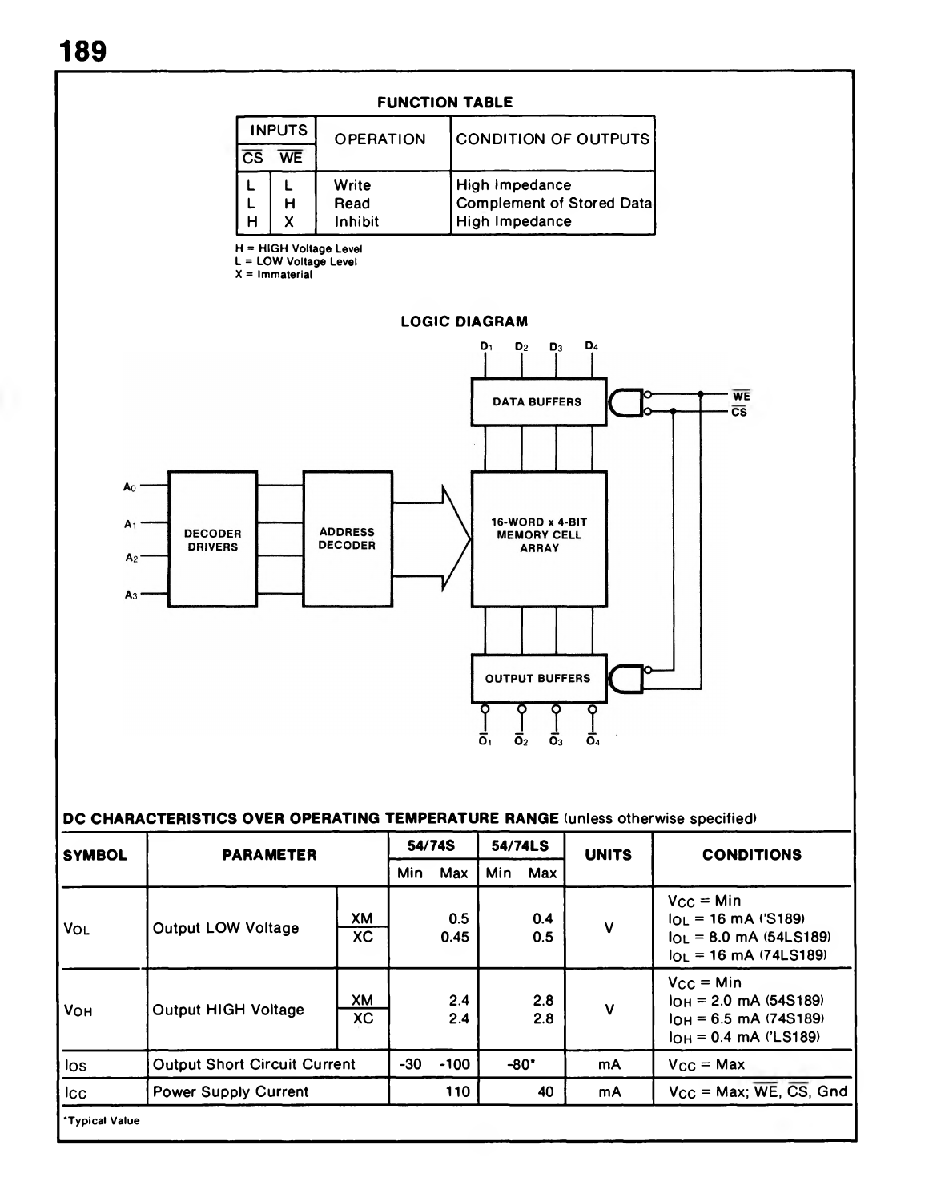### FUNCTION TABLE

| INPUTS | | OPERATION | CONDITION OF OUTPUTS |
|---|---|---|---|
| $\overline{CS}$ | $\overline{WE}$ | | |
| L | L | Write | High Impedance |
| L | H | Read | Complement of Stored Data |
| H | X | Inhibit | High Impedance |

H = HIGH Voltage Level
L = LOW Voltage Level
X = Immaterial

### LOGIC DIAGRAM

$D_1$ $D_2$ $D_3$ $D_4$

DATA BUFFERS

$\overline{WE}$

$\overline{CS}$

$A_0$ $A_1$ $A_2$ $A_3$

DECODER DRIVERS

ADDRESS DECODER

16-WORD x 4-BIT MEMORY CELL ARRAY

OUTPUT BUFFERS

$\overline{O}_1$ $\overline{O}_2$ $\overline{O}_3$ $\overline{O}_4$

### DC CHARACTERISTICS OVER OPERATING TEMPERATURE RANGE (unless otherwise specified)

| SYMBOL | PARAMETER | | 54/74S Min | 54/74S Max | 54/74LS Min | 54/74LS Max | UNITS | CONDITIONS |
|---|---|---|---|---|---|---|---|---|
| $V_{OL}$ | Output LOW Voltage | XM | | 0.5 | | 0.4 | V | $V_{CC}$ = Min; $I_{OL}$ = 16 mA ('S189); $I_{OL}$ = 8.0 mA (54LS189); $I_{OL}$ = 16 mA (74LS189) |
| | | XC | | 0.45 | | 0.5 | | |
| $V_{OH}$ | Output HIGH Voltage | XM | | 2.4 | | 2.8 | V | $V_{CC}$ = Min; $I_{OH}$ = 2.0 mA (54S189); $I_{OH}$ = 6.5 mA (74S189); $I_{OH}$ = 0.4 mA ('LS189) |
| | | XC | | 2.4 | | 2.8 | | |
| $I_{OS}$ | Output Short Circuit Current | | -30 | -100 | -80* | | mA | $V_{CC}$ = Max |
| $I_{CC}$ | Power Supply Current | | | 110 | | 40 | mA | $V_{CC}$ = Max; $\overline{WE}$, $\overline{CS}$, Gnd |

*Typical Value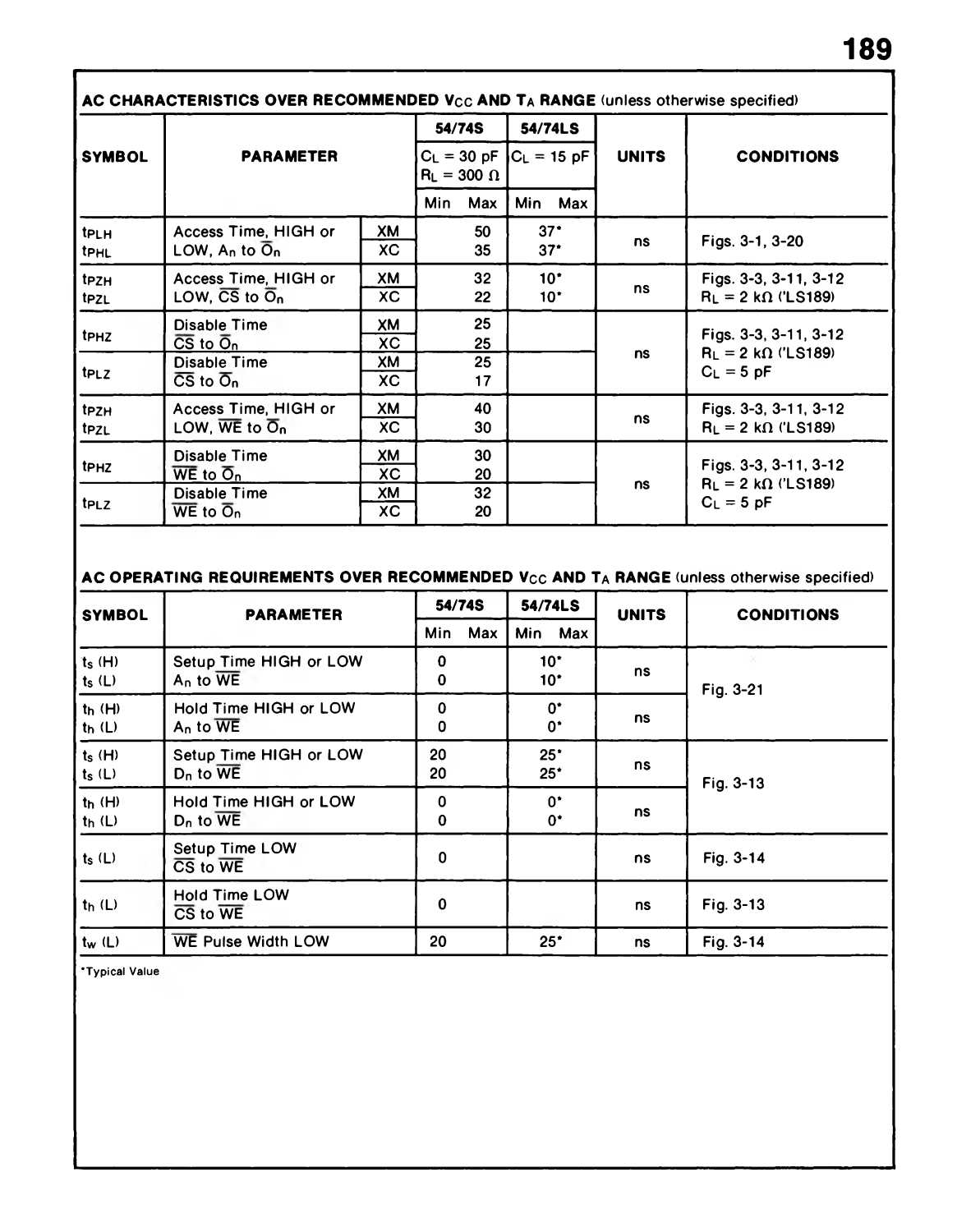## AC CHARACTERISTICS OVER RECOMMENDED $V_{CC}$ AND $T_A$ RANGE (unless otherwise specified)

| SYMBOL | PARAMETER | | 54/74S $C_L$ = 30 pF $R_L$ = 300 Ω Min | 54/74S Max | 54/74LS $C_L$ = 15 pF Min | 54/74LS Max | UNITS | CONDITIONS |
|---|---|---|---|---|---|---|---|---|
| $t_{PLH}$ | Access Time, HIGH or LOW, $A_n$ to $\overline{O}_n$ | XM | | 50 | 37* | | ns | Figs. 3-1, 3-20 |
| $t_{PHL}$ | | XC | | 35 | 37* | | | |
| $t_{PZH}$ | Access Time, HIGH or LOW, $\overline{CS}$ to $\overline{O}_n$ | XM | | 32 | 10* | | ns | Figs. 3-3, 3-11, 3-12 $R_L$ = 2 kΩ ('LS189) |
| $t_{PZL}$ | | XC | | 22 | 10* | | | |
| $t_{PHZ}$ | Disable Time $\overline{CS}$ to $\overline{O}_n$ | XM | | 25 | | | ns | Figs. 3-3, 3-11, 3-12 $R_L$ = 2 kΩ ('LS189) $C_L$ = 5 pF |
| | | XC | | 25 | | | | |
| $t_{PLZ}$ | Disable Time $\overline{CS}$ to $\overline{O}_n$ | XM | | 25 | | | | |
| | | XC | | 17 | | | | |
| $t_{PZH}$ | Access Time, HIGH or LOW, $\overline{WE}$ to $\overline{O}_n$ | XM | | 40 | | | ns | Figs. 3-3, 3-11, 3-12 $R_L$ = 2 kΩ ('LS189) |
| $t_{PZL}$ | | XC | | 30 | | | | |
| $t_{PHZ}$ | Disable Time $\overline{WE}$ to $\overline{O}_n$ | XM | | 30 | | | ns | Figs. 3-3, 3-11, 3-12 $R_L$ = 2 kΩ ('LS189) $C_L$ = 5 pF |
| | | XC | | 20 | | | | |
| $t_{PLZ}$ | Disable Time $\overline{WE}$ to $\overline{O}_n$ | XM | | 32 | | | | |
| | | XC | | 20 | | | | |

## AC OPERATING REQUIREMENTS OVER RECOMMENDED $V_{CC}$ AND $T_A$ RANGE (unless otherwise specified)

| SYMBOL | PARAMETER | 54/74S Min | 54/74S Max | 54/74LS Min | 54/74LS Max | UNITS | CONDITIONS |
|---|---|---|---|---|---|---|---|
| $t_s$ (H) $t_s$ (L) | Setup Time HIGH or LOW $A_n$ to $\overline{WE}$ | 0 0 | | 10* 10* | | ns | Fig. 3-21 |
| $t_h$ (H) $t_h$ (L) | Hold Time HIGH or LOW $A_n$ to $\overline{WE}$ | 0 0 | | 0* 0* | | ns | Fig. 3-21 |
| $t_s$ (H) $t_s$ (L) | Setup Time HIGH or LOW $D_n$ to $\overline{WE}$ | 20 20 | | 25* 25* | | ns | Fig. 3-13 |
| $t_h$ (H) $t_h$ (L) | Hold Time HIGH or LOW $D_n$ to $\overline{WE}$ | 0 0 | | 0* 0* | | ns | Fig. 3-13 |
| $t_s$ (L) | Setup Time LOW $\overline{CS}$ to $\overline{WE}$ | 0 | | | | ns | Fig. 3-14 |
| $t_h$ (L) | Hold Time LOW $\overline{CS}$ to $\overline{WE}$ | 0 | | | | ns | Fig. 3-13 |
| $t_w$ (L) | $\overline{WE}$ Pulse Width LOW | 20 | | 25* | | ns | Fig. 3-14 |

*Typical Value